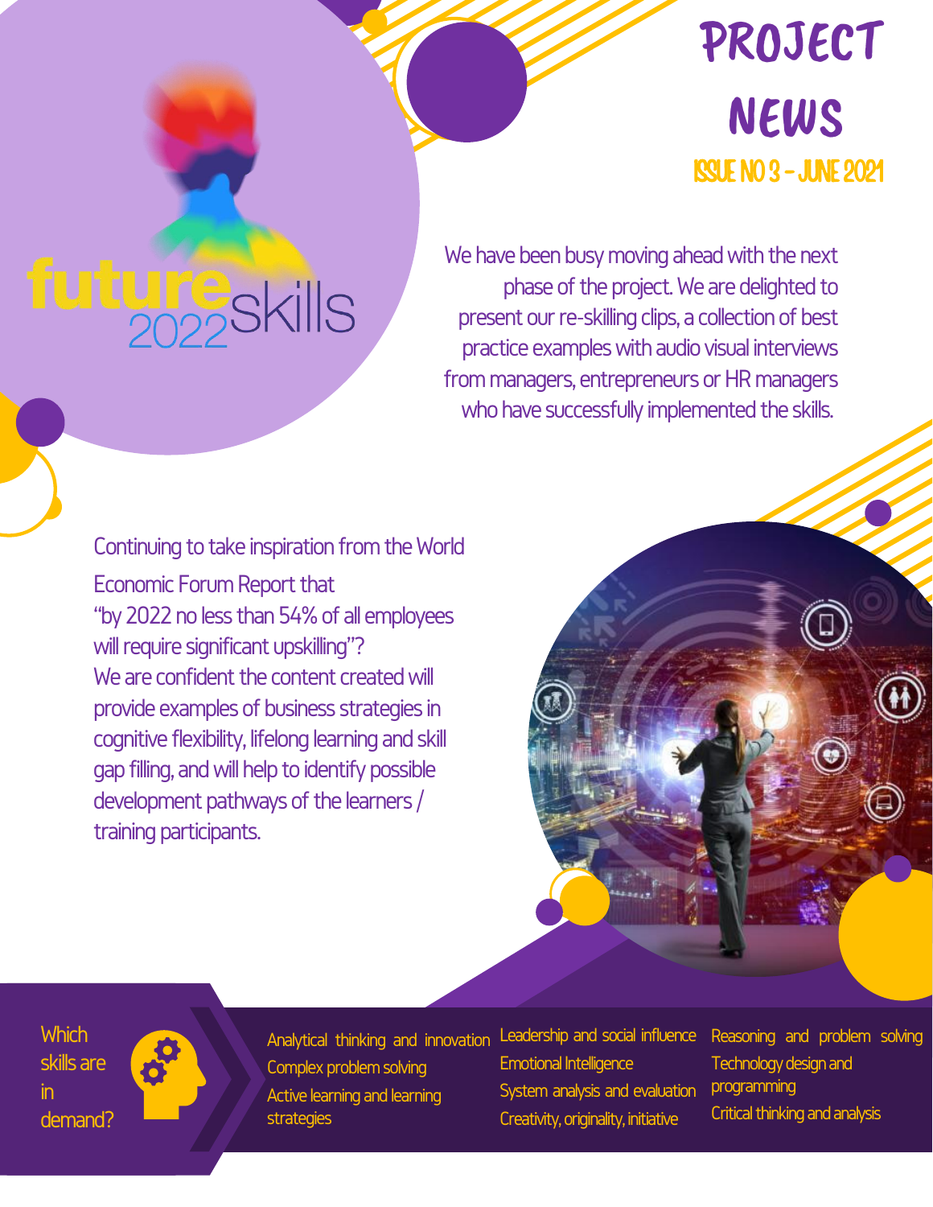# PROJECT NEWS

## ISSUE NO 3 - JUNE 2021

future skills 2022

We have been busy moving ahead with the next phase of the project. We are delighted to present our re-skilling clips, a collection of best practice examples with audio visual interviews from managers, entrepreneurs or HR managers who have successfully implemented the skills.

Continuing to take inspiration from the World Economic Forum Report that "by 2022 no less than 54% of all employees will require significant upskilling"? We are confident the content created will provide examples of business strategies in cognitive flexibility, lifelong learning and skill gap filling, and will help to identify possible development pathways of the learners / training participants.

### Which skills are in demand?

- Analytical thinking and innovation
- Complex problem solving
- Active learning and learning strategies
- Leadership and social influence
- Emotional Intelligence
- System analysis and evaluation
- Creativity, originality, initiative
- Reasoning and problem solving
- Technology design and programming
- Critical thinking and analysis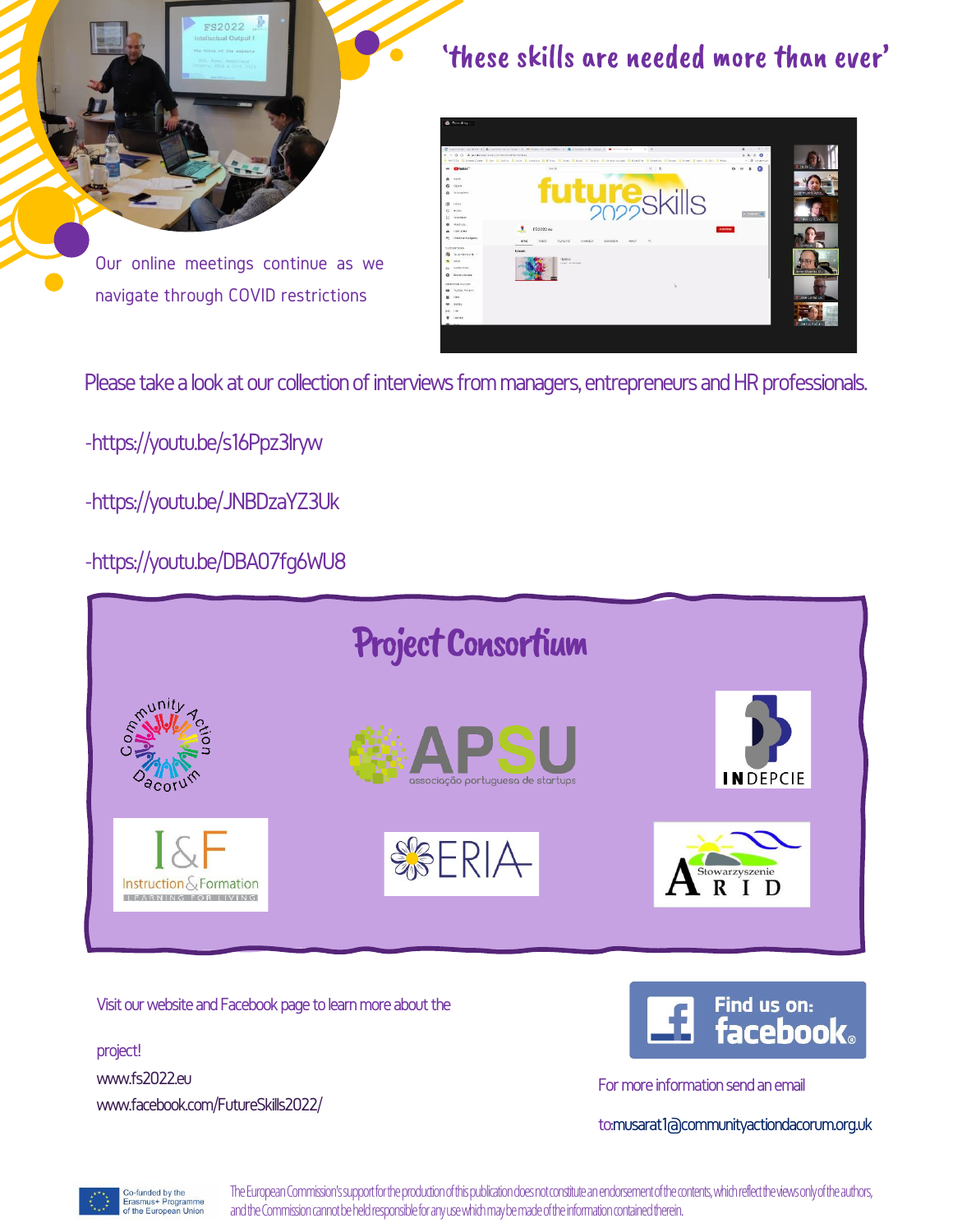## 'these skills are needed more than ever'

Our online meetings continue as we navigate through COVID restrictions

Please take a look at our collection of interviews from managers, entrepreneurs and HR professionals.

-https://youtu.be/s16Ppz3lryw

-https://youtu.be/JNBDzaYZ3Uk

-https://youtu.be/DBA07fg6WU8

## Project Consortium

Community Action Dacorum

APSU associação portuguesa de startups

INDEPCIE

I&F Instruction & Formation LEARNING FOR LIVING

ERIA

Stowarzyszenie ARID

Visit our website and Facebook page to learn more about the project!

www.fs2022.eu

www.facebook.com/FutureSkills2022/

Find us on: facebook

For more information send an email to:musarat1@communityactiondacorum.org.uk

Co-funded by the Erasmus+ Programme of the European Union

The European Commission's support for the production of this publication does not constitute an endorsement of the contents, which reflect the views only of the authors, and the Commission cannot be held responsible for any use which may be made of the information contained therein.